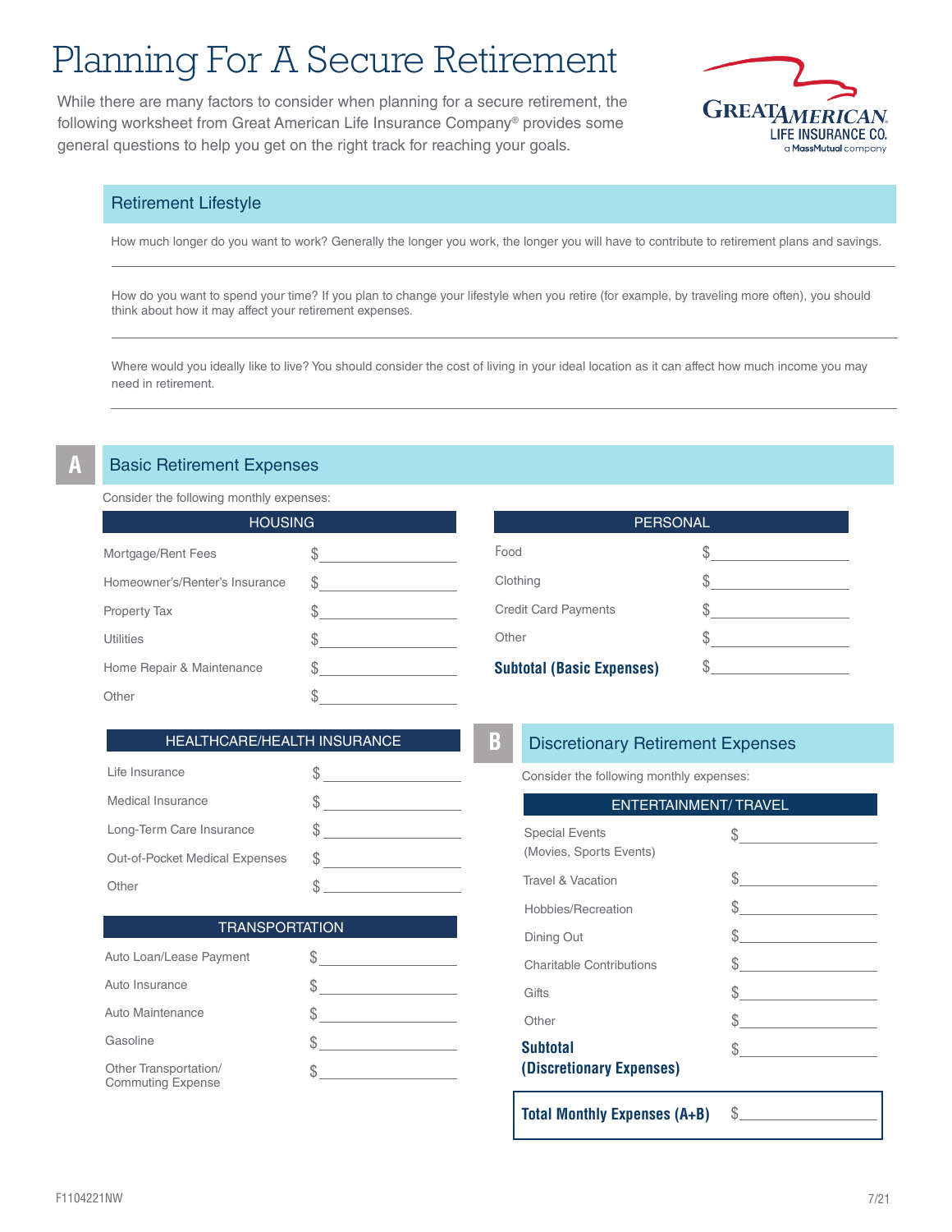# Planning For A Secure Retirement

While there are many factors to consider when planning for a secure retirement, the following worksheet from Great American Life Insurance Company® provides some general questions to help you get on the right track for reaching your goals.

GREAT AMERICAN LIFE INSURANCE CO. a MassMutual company

## Retirement Lifestyle

How much longer do you want to work? Generally the longer you work, the longer you will have to contribute to retirement plans and savings.

\_\_\_\_\_\_\_\_\_\_\_\_\_\_\_\_\_\_\_\_\_\_\_\_\_\_\_\_\_\_\_\_\_\_\_\_\_\_\_\_

How do you want to spend your time? If you plan to change your lifestyle when you retire (for example, by traveling more often), you should think about how it may affect your retirement expenses.

\_\_\_\_\_\_\_\_\_\_\_\_\_\_\_\_\_\_\_\_\_\_\_\_\_\_\_\_\_\_\_\_\_\_\_\_\_\_\_\_

Where would you ideally like to live? You should consider the cost of living in your ideal location as it can affect how much income you may need in retirement.

\_\_\_\_\_\_\_\_\_\_\_\_\_\_\_\_\_\_\_\_\_\_\_\_\_\_\_\_\_\_\_\_\_\_\_\_\_\_\_\_

## A Basic Retirement Expenses

Consider the following monthly expenses:

| HOUSING | |
|---|---|
| Mortgage/Rent Fees | $\_\_\_\_\_\_\_\_\_\_ |
| Homeowner's/Renter's Insurance | $\_\_\_\_\_\_\_\_\_\_ |
| Property Tax | $\_\_\_\_\_\_\_\_\_\_ |
| Utilities | $\_\_\_\_\_\_\_\_\_\_ |
| Home Repair & Maintenance | $\_\_\_\_\_\_\_\_\_\_ |
| Other | $\_\_\_\_\_\_\_\_\_\_ |

| HEALTHCARE/HEALTH INSURANCE | |
|---|---|
| Life Insurance | $\_\_\_\_\_\_\_\_\_\_ |
| Medical Insurance | $\_\_\_\_\_\_\_\_\_\_ |
| Long-Term Care Insurance | $\_\_\_\_\_\_\_\_\_\_ |
| Out-of-Pocket Medical Expenses | $\_\_\_\_\_\_\_\_\_\_ |
| Other | $\_\_\_\_\_\_\_\_\_\_ |

| TRANSPORTATION | |
|---|---|
| Auto Loan/Lease Payment | $\_\_\_\_\_\_\_\_\_\_ |
| Auto Insurance | $\_\_\_\_\_\_\_\_\_\_ |
| Auto Maintenance | $\_\_\_\_\_\_\_\_\_\_ |
| Gasoline | $\_\_\_\_\_\_\_\_\_\_ |
| Other Transportation/ Commuting Expense | $\_\_\_\_\_\_\_\_\_\_ |

| PERSONAL | |
|---|---|
| Food | $\_\_\_\_\_\_\_\_\_\_ |
| Clothing | $\_\_\_\_\_\_\_\_\_\_ |
| Credit Card Payments | $\_\_\_\_\_\_\_\_\_\_ |
| Other | $\_\_\_\_\_\_\_\_\_\_ |
| **Subtotal (Basic Expenses)** | $\_\_\_\_\_\_\_\_\_\_ |

## B Discretionary Retirement Expenses

Consider the following monthly expenses:

| ENTERTAINMENT/ TRAVEL | |
|---|---|
| Special Events (Movies, Sports Events) | $\_\_\_\_\_\_\_\_\_\_ |
| Travel & Vacation | $\_\_\_\_\_\_\_\_\_\_ |
| Hobbies/Recreation | $\_\_\_\_\_\_\_\_\_\_ |
| Dining Out | $\_\_\_\_\_\_\_\_\_\_ |
| Charitable Contributions | $\_\_\_\_\_\_\_\_\_\_ |
| Gifts | $\_\_\_\_\_\_\_\_\_\_ |
| Other | $\_\_\_\_\_\_\_\_\_\_ |
| **Subtotal (Discretionary Expenses)** | $\_\_\_\_\_\_\_\_\_\_ |

**Total Monthly Expenses (A+B)** $\_\_\_\_\_\_\_\_\_\_

F1104221NW 7/21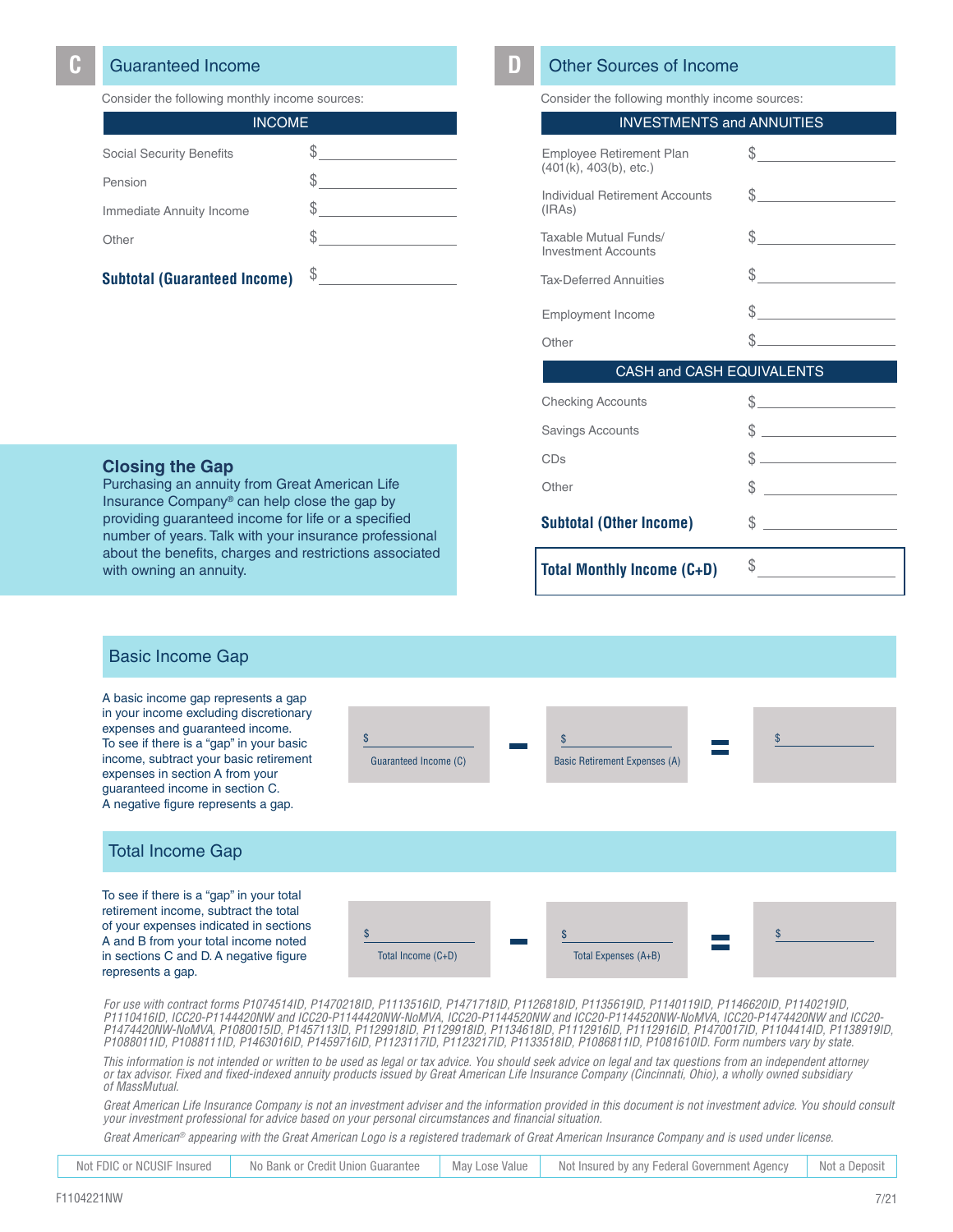## C Guaranteed Income

Consider the following monthly income sources:

| INCOME | |
|---|---|
| Social Security Benefits | $ |
| Pension | $ |
| Immediate Annuity Income | $ |
| Other | $ |
| **Subtotal (Guaranteed Income)** | $ |

## D Other Sources of Income

Consider the following monthly income sources:

| INVESTMENTS and ANNUITIES | |
|---|---|
| Employee Retirement Plan (401(k), 403(b), etc.) | $ |
| Individual Retirement Accounts (IRAs) | $ |
| Taxable Mutual Funds/ Investment Accounts | $ |
| Tax-Deferred Annuities | $ |
| Employment Income | $ |
| Other | $ |
| **CASH and CASH EQUIVALENTS** | |
| Checking Accounts | $ |
| Savings Accounts | $ |
| CDs | $ |
| Other | $ |
| **Subtotal (Other Income)** | $ |
| **Total Monthly Income (C+D)** | $ |

### Closing the Gap

Purchasing an annuity from Great American Life Insurance Company® can help close the gap by providing guaranteed income for life or a specified number of years. Talk with your insurance professional about the benefits, charges and restrictions associated with owning an annuity.

## Basic Income Gap

A basic income gap represents a gap in your income excluding discretionary expenses and guaranteed income. To see if there is a "gap" in your basic income, subtract your basic retirement expenses in section A from your guaranteed income in section C. A negative figure represents a gap.

$ ______ Guaranteed Income (C) − $ ______ Basic Retirement Expenses (A) = $ ______

## Total Income Gap

To see if there is a "gap" in your total retirement income, subtract the total of your expenses indicated in sections A and B from your total income noted in sections C and D. A negative figure represents a gap.

$ ______ Total Income (C+D) − $ ______ Total Expenses (A+B) = $ ______

*For use with contract forms P1074514ID, P1470218ID, P1113516ID, P1471718ID, P1126818ID, P1135619ID, P1140119ID, P1146620ID, P1140219ID, P1110416ID, ICC20-P1144420NW and ICC20-P1144420NW-NoMVA, ICC20-P1144520NW and ICC20-P1144520NW-NoMVA, ICC20-P1474420NW and ICC20-P1474420NW-NoMVA, P1080015ID, P1457113ID, P1129918ID, P1129918ID, P1134618ID, P1112916ID, P1112916ID, P1470017ID, P1104414ID, P1138919ID, P1088011ID, P1088111ID, P1463016ID, P1459716ID, P1123117ID, P1123217ID, P1133518ID, P1086811ID, P1081610ID. Form numbers vary by state.*

*This information is not intended or written to be used as legal or tax advice. You should seek advice on legal and tax questions from an independent attorney or tax advisor. Fixed and fixed-indexed annuity products issued by Great American Life Insurance Company (Cincinnati, Ohio), a wholly owned subsidiary of MassMutual.*

*Great American Life Insurance Company is not an investment adviser and the information provided in this document is not investment advice. You should consult your investment professional for advice based on your personal circumstances and financial situation.*

*Great American® appearing with the Great American Logo is a registered trademark of Great American Insurance Company and is used under license.*

| Not FDIC or NCUSIF Insured | No Bank or Credit Union Guarantee | May Lose Value | Not Insured by any Federal Government Agency | Not a Deposit |
|---|---|---|---|---|

F1104221NW 7/21